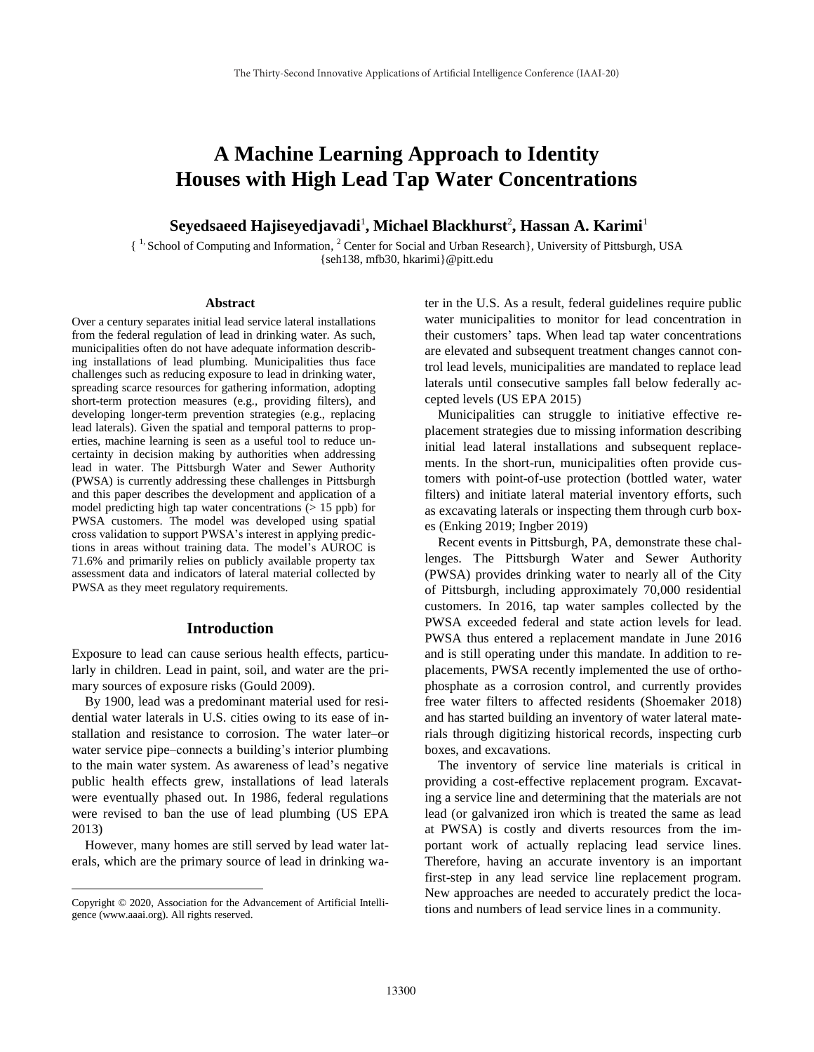# A Machine Learning Approach to Identity Houses with High Lead Tap Water Concentrations

**Seyedsaeed Hajiseyedjavadi[1], Michael Blackhurst[2], Hassan A. Karimi[1]**

{ [1] School of Computing and Information, [2] Center for Social and Urban Research}, University of Pittsburgh, USA
{seh138, mfb30, hkarimi}@pitt.edu

## Abstract

Over a century separates initial lead service lateral installations from the federal regulation of lead in drinking water. As such, municipalities often do not have adequate information describing installations of lead plumbing. Municipalities thus face challenges such as reducing exposure to lead in drinking water, spreading scarce resources for gathering information, adopting short-term protection measures (e.g., providing filters), and developing longer-term prevention strategies (e.g., replacing lead laterals). Given the spatial and temporal patterns to properties, machine learning is seen as a useful tool to reduce uncertainty in decision making by authorities when addressing lead in water. The Pittsburgh Water and Sewer Authority (PWSA) is currently addressing these challenges in Pittsburgh and this paper describes the development and application of a model predicting high tap water concentrations (> 15 ppb) for PWSA customers. The model was developed using spatial cross validation to support PWSA's interest in applying predictions in areas without training data. The model's AUROC is 71.6% and primarily relies on publicly available property tax assessment data and indicators of lateral material collected by PWSA as they meet regulatory requirements.

## Introduction

Exposure to lead can cause serious health effects, particularly in children. Lead in paint, soil, and water are the primary sources of exposure risks (Gould 2009).

By 1900, lead was a predominant material used for residential water laterals in U.S. cities owing to its ease of installation and resistance to corrosion. The water later–or water service pipe–connects a building's interior plumbing to the main water system. As awareness of lead's negative public health effects grew, installations of lead laterals were eventually phased out. In 1986, federal regulations were revised to ban the use of lead plumbing (US EPA 2013)

However, many homes are still served by lead water laterals, which are the primary source of lead in drinking water in the U.S. As a result, federal guidelines require public water municipalities to monitor for lead concentration in their customers' taps. When lead tap water concentrations are elevated and subsequent treatment changes cannot control lead levels, municipalities are mandated to replace lead laterals until consecutive samples fall below federally accepted levels (US EPA 2015)

Municipalities can struggle to initiative effective replacement strategies due to missing information describing initial lead lateral installations and subsequent replacements. In the short-run, municipalities often provide customers with point-of-use protection (bottled water, water filters) and initiate lateral material inventory efforts, such as excavating laterals or inspecting them through curb boxes (Enking 2019; Ingber 2019)

Recent events in Pittsburgh, PA, demonstrate these challenges. The Pittsburgh Water and Sewer Authority (PWSA) provides drinking water to nearly all of the City of Pittsburgh, including approximately 70,000 residential customers. In 2016, tap water samples collected by the PWSA exceeded federal and state action levels for lead. PWSA thus entered a replacement mandate in June 2016 and is still operating under this mandate. In addition to replacements, PWSA recently implemented the use of orthophosphate as a corrosion control, and currently provides free water filters to affected residents (Shoemaker 2018) and has started building an inventory of water lateral materials through digitizing historical records, inspecting curb boxes, and excavations.

The inventory of service line materials is critical in providing a cost-effective replacement program. Excavating a service line and determining that the materials are not lead (or galvanized iron which is treated the same as lead at PWSA) is costly and diverts resources from the important work of actually replacing lead service lines. Therefore, having an accurate inventory is an important first-step in any lead service line replacement program. New approaches are needed to accurately predict the locations and numbers of lead service lines in a community.

Copyright © 2020, Association for the Advancement of Artificial Intelligence (www.aaai.org). All rights reserved.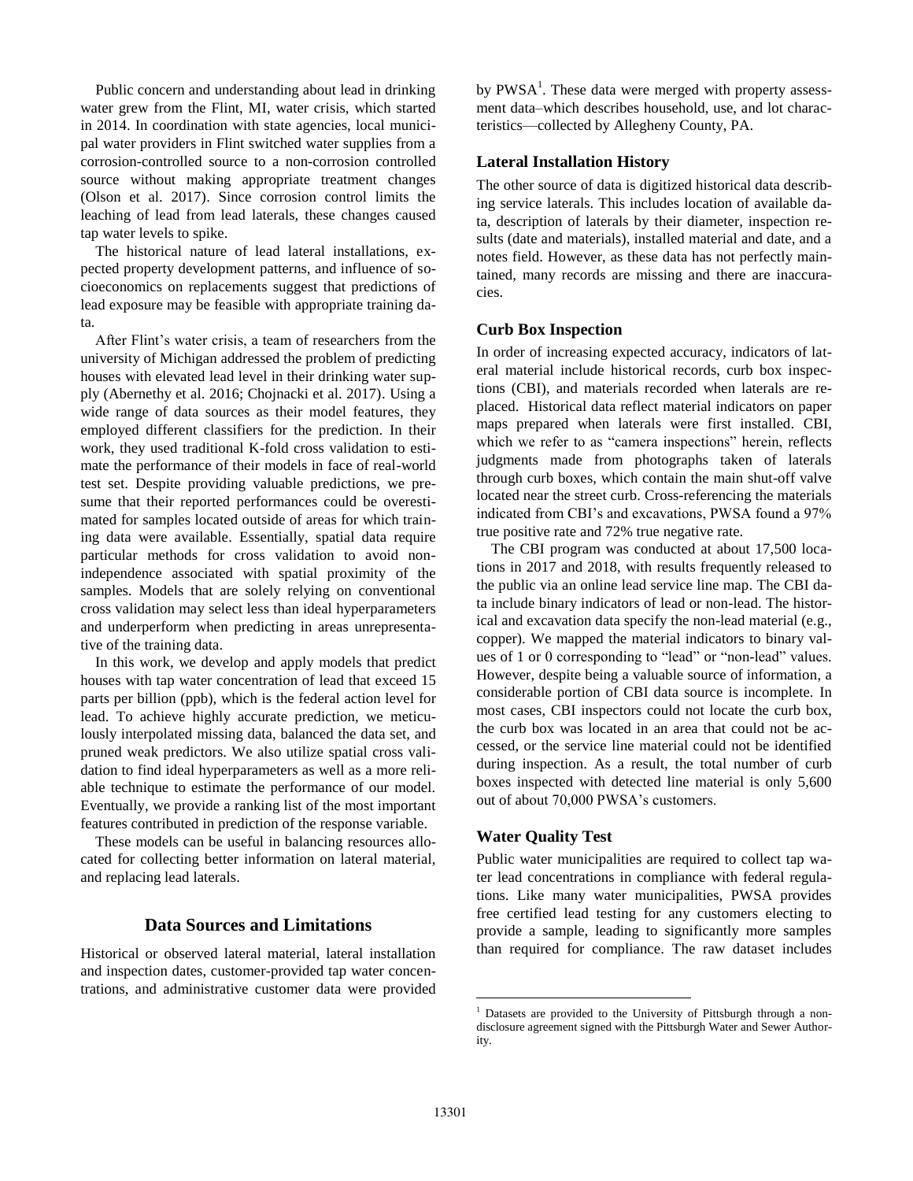Public concern and understanding about lead in drinking water grew from the Flint, MI, water crisis, which started in 2014. In coordination with state agencies, local municipal water providers in Flint switched water supplies from a corrosion-controlled source to a non-corrosion controlled source without making appropriate treatment changes (Olson et al. 2017). Since corrosion control limits the leaching of lead from lead laterals, these changes caused tap water levels to spike.

The historical nature of lead lateral installations, expected property development patterns, and influence of socioeconomics on replacements suggest that predictions of lead exposure may be feasible with appropriate training data.

After Flint's water crisis, a team of researchers from the university of Michigan addressed the problem of predicting houses with elevated lead level in their drinking water supply (Abernethy et al. 2016; Chojnacki et al. 2017). Using a wide range of data sources as their model features, they employed different classifiers for the prediction. In their work, they used traditional K-fold cross validation to estimate the performance of their models in face of real-world test set. Despite providing valuable predictions, we presume that their reported performances could be overestimated for samples located outside of areas for which training data were available. Essentially, spatial data require particular methods for cross validation to avoid non-independence associated with spatial proximity of the samples. Models that are solely relying on conventional cross validation may select less than ideal hyperparameters and underperform when predicting in areas unrepresentative of the training data.

In this work, we develop and apply models that predict houses with tap water concentration of lead that exceed 15 parts per billion (ppb), which is the federal action level for lead. To achieve highly accurate prediction, we meticulously interpolated missing data, balanced the data set, and pruned weak predictors. We also utilize spatial cross validation to find ideal hyperparameters as well as a more reliable technique to estimate the performance of our model. Eventually, we provide a ranking list of the most important features contributed in prediction of the response variable.

These models can be useful in balancing resources allocated for collecting better information on lateral material, and replacing lead laterals.

## Data Sources and Limitations

Historical or observed lateral material, lateral installation and inspection dates, customer-provided tap water concentrations, and administrative customer data were provided by PWSA[1]. These data were merged with property assessment data–which describes household, use, and lot characteristics—collected by Allegheny County, PA.

### Lateral Installation History

The other source of data is digitized historical data describing service laterals. This includes location of available data, description of laterals by their diameter, inspection results (date and materials), installed material and date, and a notes field. However, as these data has not perfectly maintained, many records are missing and there are inaccuracies.

### Curb Box Inspection

In order of increasing expected accuracy, indicators of lateral material include historical records, curb box inspections (CBI), and materials recorded when laterals are replaced. Historical data reflect material indicators on paper maps prepared when laterals were first installed. CBI, which we refer to as "camera inspections" herein, reflects judgments made from photographs taken of laterals through curb boxes, which contain the main shut-off valve located near the street curb. Cross-referencing the materials indicated from CBI's and excavations, PWSA found a 97% true positive rate and 72% true negative rate.

The CBI program was conducted at about 17,500 locations in 2017 and 2018, with results frequently released to the public via an online lead service line map. The CBI data include binary indicators of lead or non-lead. The historical and excavation data specify the non-lead material (e.g., copper). We mapped the material indicators to binary values of 1 or 0 corresponding to "lead" or "non-lead" values. However, despite being a valuable source of information, a considerable portion of CBI data source is incomplete. In most cases, CBI inspectors could not locate the curb box, the curb box was located in an area that could not be accessed, or the service line material could not be identified during inspection. As a result, the total number of curb boxes inspected with detected line material is only 5,600 out of about 70,000 PWSA's customers.

### Water Quality Test

Public water municipalities are required to collect tap water lead concentrations in compliance with federal regulations. Like many water municipalities, PWSA provides free certified lead testing for any customers electing to provide a sample, leading to significantly more samples than required for compliance. The raw dataset includes

[1] Datasets are provided to the University of Pittsburgh through a non-disclosure agreement signed with the Pittsburgh Water and Sewer Authority.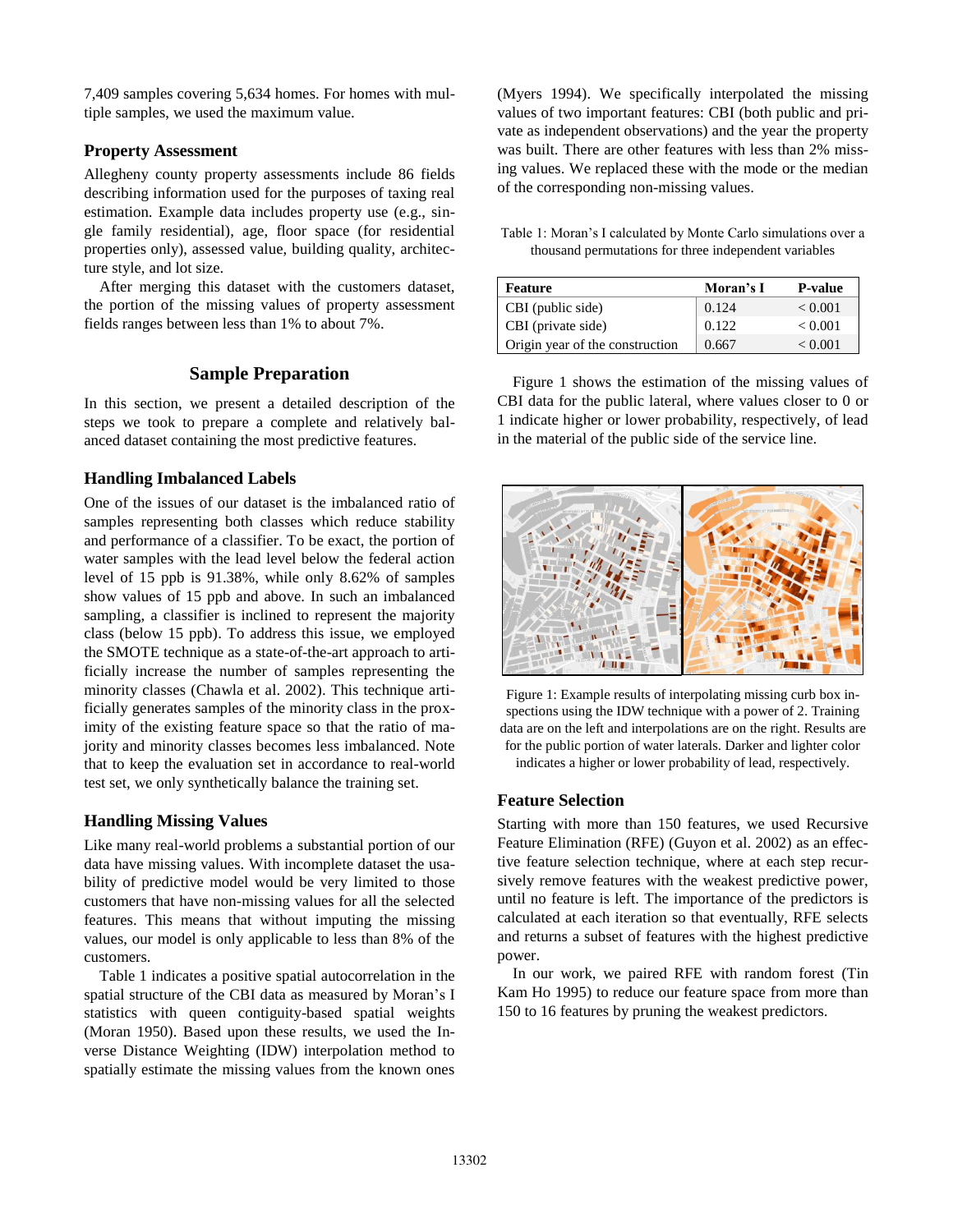7,409 samples covering 5,634 homes. For homes with multiple samples, we used the maximum value.

### Property Assessment

Allegheny county property assessments include 86 fields describing information used for the purposes of taxing real estimation. Example data includes property use (e.g., single family residential), age, floor space (for residential properties only), assessed value, building quality, architecture style, and lot size.

After merging this dataset with the customers dataset, the portion of the missing values of property assessment fields ranges between less than 1% to about 7%.

## Sample Preparation

In this section, we present a detailed description of the steps we took to prepare a complete and relatively balanced dataset containing the most predictive features.

### Handling Imbalanced Labels

One of the issues of our dataset is the imbalanced ratio of samples representing both classes which reduce stability and performance of a classifier. To be exact, the portion of water samples with the lead level below the federal action level of 15 ppb is 91.38%, while only 8.62% of samples show values of 15 ppb and above. In such an imbalanced sampling, a classifier is inclined to represent the majority class (below 15 ppb). To address this issue, we employed the SMOTE technique as a state-of-the-art approach to artificially increase the number of samples representing the minority classes (Chawla et al. 2002). This technique artificially generates samples of the minority class in the proximity of the existing feature space so that the ratio of majority and minority classes becomes less imbalanced. Note that to keep the evaluation set in accordance to real-world test set, we only synthetically balance the training set.

### Handling Missing Values

Like many real-world problems a substantial portion of our data have missing values. With incomplete dataset the usability of predictive model would be very limited to those customers that have non-missing values for all the selected features. This means that without imputing the missing values, our model is only applicable to less than 8% of the customers.

Table 1 indicates a positive spatial autocorrelation in the spatial structure of the CBI data as measured by Moran's I statistics with queen contiguity-based spatial weights (Moran 1950). Based upon these results, we used the Inverse Distance Weighting (IDW) interpolation method to spatially estimate the missing values from the known ones (Myers 1994). We specifically interpolated the missing values of two important features: CBI (both public and private as independent observations) and the year the property was built. There are other features with less than 2% missing values. We replaced these with the mode or the median of the corresponding non-missing values.

Table 1: Moran's I calculated by Monte Carlo simulations over a thousand permutations for three independent variables

| Feature | Moran's I | P-value |
|---|---|---|
| CBI (public side) | 0.124 | < 0.001 |
| CBI (private side) | 0.122 | < 0.001 |
| Origin year of the construction | 0.667 | < 0.001 |

Figure 1 shows the estimation of the missing values of CBI data for the public lateral, where values closer to 0 or 1 indicate higher or lower probability, respectively, of lead in the material of the public side of the service line.

Figure 1: Example results of interpolating missing curb box inspections using the IDW technique with a power of 2. Training data are on the left and interpolations are on the right. Results are for the public portion of water laterals. Darker and lighter color indicates a higher or lower probability of lead, respectively.

### Feature Selection

Starting with more than 150 features, we used Recursive Feature Elimination (RFE) (Guyon et al. 2002) as an effective feature selection technique, where at each step recursively remove features with the weakest predictive power, until no feature is left. The importance of the predictors is calculated at each iteration so that eventually, RFE selects and returns a subset of features with the highest predictive power.

In our work, we paired RFE with random forest (Tin Kam Ho 1995) to reduce our feature space from more than 150 to 16 features by pruning the weakest predictors.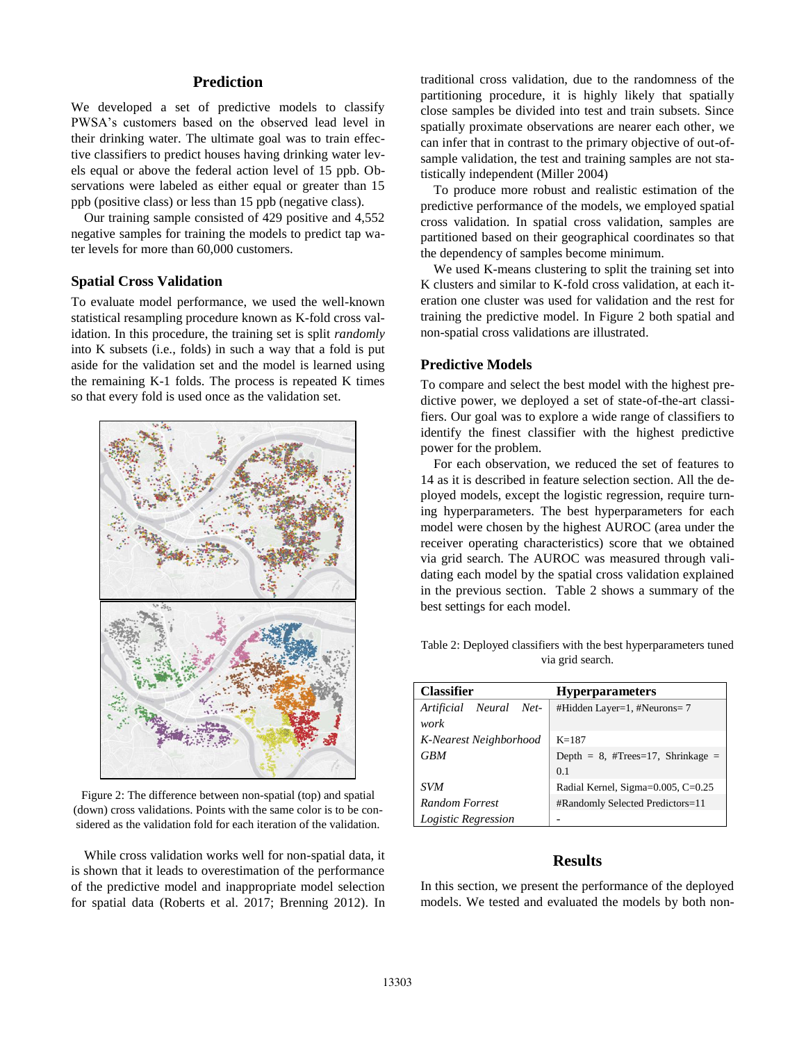## Prediction

We developed a set of predictive models to classify PWSA's customers based on the observed lead level in their drinking water. The ultimate goal was to train effective classifiers to predict houses having drinking water levels equal or above the federal action level of 15 ppb. Observations were labeled as either equal or greater than 15 ppb (positive class) or less than 15 ppb (negative class).

Our training sample consisted of 429 positive and 4,552 negative samples for training the models to predict tap water levels for more than 60,000 customers.

### Spatial Cross Validation

To evaluate model performance, we used the well-known statistical resampling procedure known as K-fold cross validation. In this procedure, the training set is split *randomly* into K subsets (i.e., folds) in such a way that a fold is put aside for the validation set and the model is learned using the remaining K-1 folds. The process is repeated K times so that every fold is used once as the validation set.

Figure 2: The difference between non-spatial (top) and spatial (down) cross validations. Points with the same color is to be considered as the validation fold for each iteration of the validation.

While cross validation works well for non-spatial data, it is shown that it leads to overestimation of the performance of the predictive model and inappropriate model selection for spatial data (Roberts et al. 2017; Brenning 2012). In traditional cross validation, due to the randomness of the partitioning procedure, it is highly likely that spatially close samples be divided into test and train subsets. Since spatially proximate observations are nearer each other, we can infer that in contrast to the primary objective of out-of-sample validation, the test and training samples are not statistically independent (Miller 2004)

To produce more robust and realistic estimation of the predictive performance of the models, we employed spatial cross validation. In spatial cross validation, samples are partitioned based on their geographical coordinates so that the dependency of samples become minimum.

We used K-means clustering to split the training set into K clusters and similar to K-fold cross validation, at each iteration one cluster was used for validation and the rest for training the predictive model. In Figure 2 both spatial and non-spatial cross validations are illustrated.

### Predictive Models

To compare and select the best model with the highest predictive power, we deployed a set of state-of-the-art classifiers. Our goal was to explore a wide range of classifiers to identify the finest classifier with the highest predictive power for the problem.

For each observation, we reduced the set of features to 14 as it is described in feature selection section. All the deployed models, except the logistic regression, require turning hyperparameters. The best hyperparameters for each model were chosen by the highest AUROC (area under the receiver operating characteristics) score that we obtained via grid search. The AUROC was measured through validating each model by the spatial cross validation explained in the previous section. Table 2 shows a summary of the best settings for each model.

Table 2: Deployed classifiers with the best hyperparameters tuned via grid search.

| Classifier | Hyperparameters |
|---|---|
| *Artificial Neural Network* | #Hidden Layer=1, #Neurons= 7 |
| *K-Nearest Neighborhood* | K=187 |
| *GBM* | Depth = 8, #Trees=17, Shrinkage = 0.1 |
| *SVM* | Radial Kernel, Sigma=0.005, C=0.25 |
| *Random Forrest* | #Randomly Selected Predictors=11 |
| *Logistic Regression* | - |

## Results

In this section, we present the performance of the deployed models. We tested and evaluated the models by both non-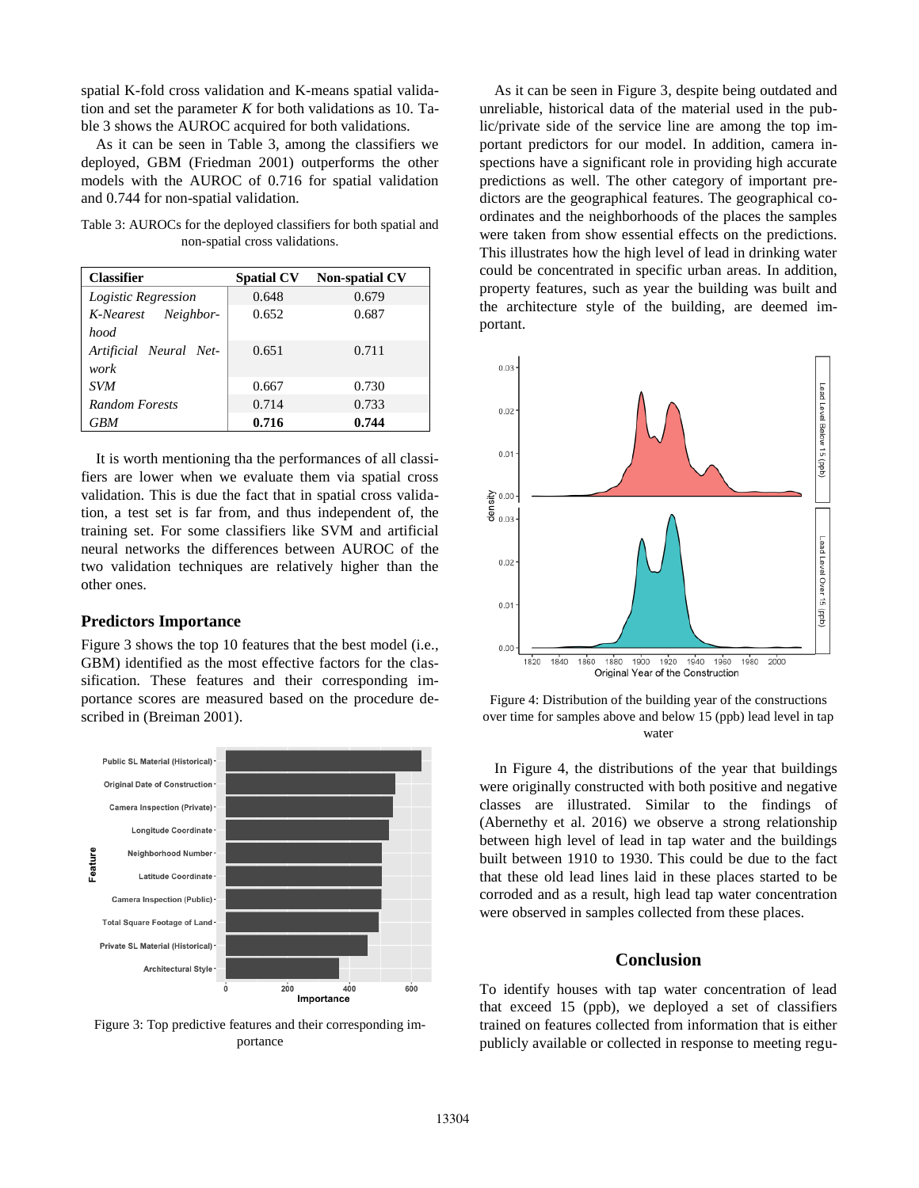spatial K-fold cross validation and K-means spatial validation and set the parameter *K* for both validations as 10. Table 3 shows the AUROC acquired for both validations.

As it can be seen in Table 3, among the classifiers we deployed, GBM (Friedman 2001) outperforms the other models with the AUROC of 0.716 for spatial validation and 0.744 for non-spatial validation.

Table 3: AUROCs for the deployed classifiers for both spatial and non-spatial cross validations.

| Classifier | Spatial CV | Non-spatial CV |
|---|---|---|
| *Logistic Regression* | 0.648 | 0.679 |
| *K-Nearest Neighborhood* | 0.652 | 0.687 |
| *Artificial Neural Network* | 0.651 | 0.711 |
| *SVM* | 0.667 | 0.730 |
| *Random Forests* | 0.714 | 0.733 |
| *GBM* | **0.716** | **0.744** |

It is worth mentioning tha the performances of all classifiers are lower when we evaluate them via spatial cross validation. This is due the fact that in spatial cross validation, a test set is far from, and thus independent of, the training set. For some classifiers like SVM and artificial neural networks the differences between AUROC of the two validation techniques are relatively higher than the other ones.

### Predictors Importance

Figure 3 shows the top 10 features that the best model (i.e., GBM) identified as the most effective factors for the classification. These features and their corresponding importance scores are measured based on the procedure described in (Breiman 2001).

Figure 3: Top predictive features and their corresponding importance

As it can be seen in Figure 3, despite being outdated and unreliable, historical data of the material used in the public/private side of the service line are among the top important predictors for our model. In addition, camera inspections have a significant role in providing high accurate predictions as well. The other category of important predictors are the geographical features. The geographical coordinates and the neighborhoods of the places the samples were taken from show essential effects on the predictions. This illustrates how the high level of lead in drinking water could be concentrated in specific urban areas. In addition, property features, such as year the building was built and the architecture style of the building, are deemed important.

Figure 4: Distribution of the building year of the constructions over time for samples above and below 15 (ppb) lead level in tap water

In Figure 4, the distributions of the year that buildings were originally constructed with both positive and negative classes are illustrated. Similar to the findings of (Abernethy et al. 2016) we observe a strong relationship between high level of lead in tap water and the buildings built between 1910 to 1930. This could be due to the fact that these old lead lines laid in these places started to be corroded and as a result, high lead tap water concentration were observed in samples collected from these places.

## Conclusion

To identify houses with tap water concentration of lead that exceed 15 (ppb), we deployed a set of classifiers trained on features collected from information that is either publicly available or collected in response to meeting regu-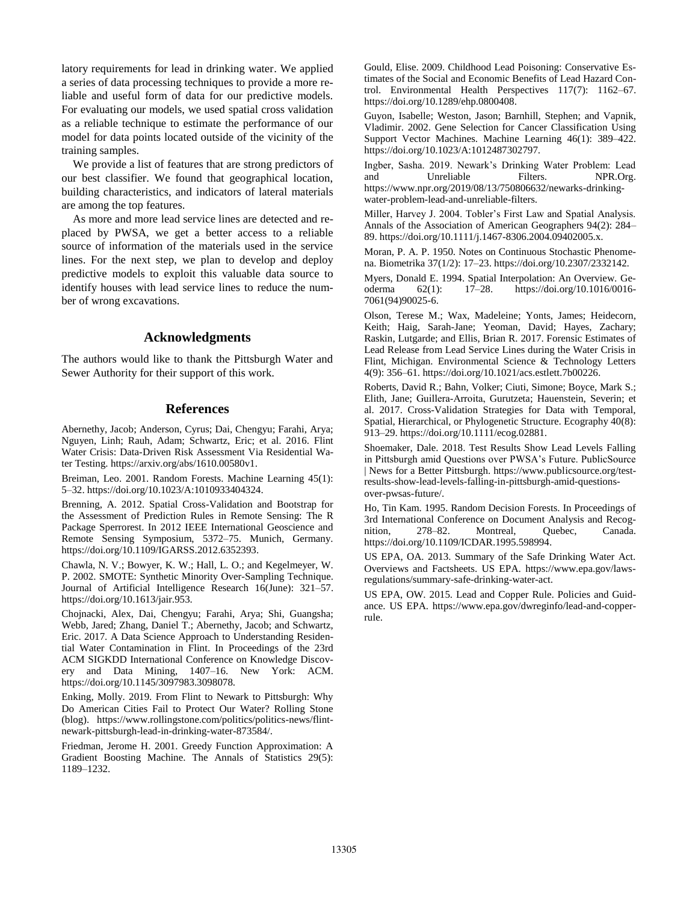latory requirements for lead in drinking water. We applied a series of data processing techniques to provide a more reliable and useful form of data for our predictive models. For evaluating our models, we used spatial cross validation as a reliable technique to estimate the performance of our model for data points located outside of the vicinity of the training samples.

We provide a list of features that are strong predictors of our best classifier. We found that geographical location, building characteristics, and indicators of lateral materials are among the top features.

As more and more lead service lines are detected and replaced by PWSA, we get a better access to a reliable source of information of the materials used in the service lines. For the next step, we plan to develop and deploy predictive models to exploit this valuable data source to identify houses with lead service lines to reduce the number of wrong excavations.

## Acknowledgments

The authors would like to thank the Pittsburgh Water and Sewer Authority for their support of this work.

## References

Abernethy, Jacob; Anderson, Cyrus; Dai, Chengyu; Farahi, Arya; Nguyen, Linh; Rauh, Adam; Schwartz, Eric; et al. 2016. Flint Water Crisis: Data-Driven Risk Assessment Via Residential Water Testing. https://arxiv.org/abs/1610.00580v1.

Breiman, Leo. 2001. Random Forests. Machine Learning 45(1): 5–32. https://doi.org/10.1023/A:1010933404324.

Brenning, A. 2012. Spatial Cross-Validation and Bootstrap for the Assessment of Prediction Rules in Remote Sensing: The R Package Sperrorest. In 2012 IEEE International Geoscience and Remote Sensing Symposium, 5372–75. Munich, Germany. https://doi.org/10.1109/IGARSS.2012.6352393.

Chawla, N. V.; Bowyer, K. W.; Hall, L. O.; and Kegelmeyer, W. P. 2002. SMOTE: Synthetic Minority Over-Sampling Technique. Journal of Artificial Intelligence Research 16(June): 321–57. https://doi.org/10.1613/jair.953.

Chojnacki, Alex, Dai, Chengyu; Farahi, Arya; Shi, Guangsha; Webb, Jared; Zhang, Daniel T.; Abernethy, Jacob; and Schwartz, Eric. 2017. A Data Science Approach to Understanding Residential Water Contamination in Flint. In Proceedings of the 23rd ACM SIGKDD International Conference on Knowledge Discovery and Data Mining, 1407–16. New York: ACM. https://doi.org/10.1145/3097983.3098078.

Enking, Molly. 2019. From Flint to Newark to Pittsburgh: Why Do American Cities Fail to Protect Our Water? Rolling Stone (blog). https://www.rollingstone.com/politics/politics-news/flint-newark-pittsburgh-lead-in-drinking-water-873584/.

Friedman, Jerome H. 2001. Greedy Function Approximation: A Gradient Boosting Machine. The Annals of Statistics 29(5): 1189–1232.

Gould, Elise. 2009. Childhood Lead Poisoning: Conservative Estimates of the Social and Economic Benefits of Lead Hazard Control. Environmental Health Perspectives 117(7): 1162–67. https://doi.org/10.1289/ehp.0800408.

Guyon, Isabelle; Weston, Jason; Barnhill, Stephen; and Vapnik, Vladimir. 2002. Gene Selection for Cancer Classification Using Support Vector Machines. Machine Learning 46(1): 389–422. https://doi.org/10.1023/A:1012487302797.

Ingber, Sasha. 2019. Newark's Drinking Water Problem: Lead and Unreliable Filters. NPR.Org. https://www.npr.org/2019/08/13/750806632/newarks-drinking-water-problem-lead-and-unreliable-filters.

Miller, Harvey J. 2004. Tobler's First Law and Spatial Analysis. Annals of the Association of American Geographers 94(2): 284–89. https://doi.org/10.1111/j.1467-8306.2004.09402005.x.

Moran, P. A. P. 1950. Notes on Continuous Stochastic Phenomena. Biometrika 37(1/2): 17–23. https://doi.org/10.2307/2332142.

Myers, Donald E. 1994. Spatial Interpolation: An Overview. Geoderma 62(1): 17–28. https://doi.org/10.1016/0016-7061(94)90025-6.

Olson, Terese M.; Wax, Madeleine; Yonts, James; Heidecorn, Keith; Haig, Sarah-Jane; Yeoman, David; Hayes, Zachary; Raskin, Lutgarde; and Ellis, Brian R. 2017. Forensic Estimates of Lead Release from Lead Service Lines during the Water Crisis in Flint, Michigan. Environmental Science & Technology Letters 4(9): 356–61. https://doi.org/10.1021/acs.estlett.7b00226.

Roberts, David R.; Bahn, Volker; Ciuti, Simone; Boyce, Mark S.; Elith, Jane; Guillera-Arroita, Gurutzeta; Hauenstein, Severin; et al. 2017. Cross-Validation Strategies for Data with Temporal, Spatial, Hierarchical, or Phylogenetic Structure. Ecography 40(8): 913–29. https://doi.org/10.1111/ecog.02881.

Shoemaker, Dale. 2018. Test Results Show Lead Levels Falling in Pittsburgh amid Questions over PWSA's Future. PublicSource | News for a Better Pittsburgh. https://www.publicsource.org/test-results-show-lead-levels-falling-in-pittsburgh-amid-questions-over-pwsas-future/.

Ho, Tin Kam. 1995. Random Decision Forests. In Proceedings of 3rd International Conference on Document Analysis and Recognition, 278–82. Montreal, Quebec, Canada. https://doi.org/10.1109/ICDAR.1995.598994.

US EPA, OA. 2013. Summary of the Safe Drinking Water Act. Overviews and Factsheets. US EPA. https://www.epa.gov/laws-regulations/summary-safe-drinking-water-act.

US EPA, OW. 2015. Lead and Copper Rule. Policies and Guidance. US EPA. https://www.epa.gov/dwreginfo/lead-and-copper-rule.